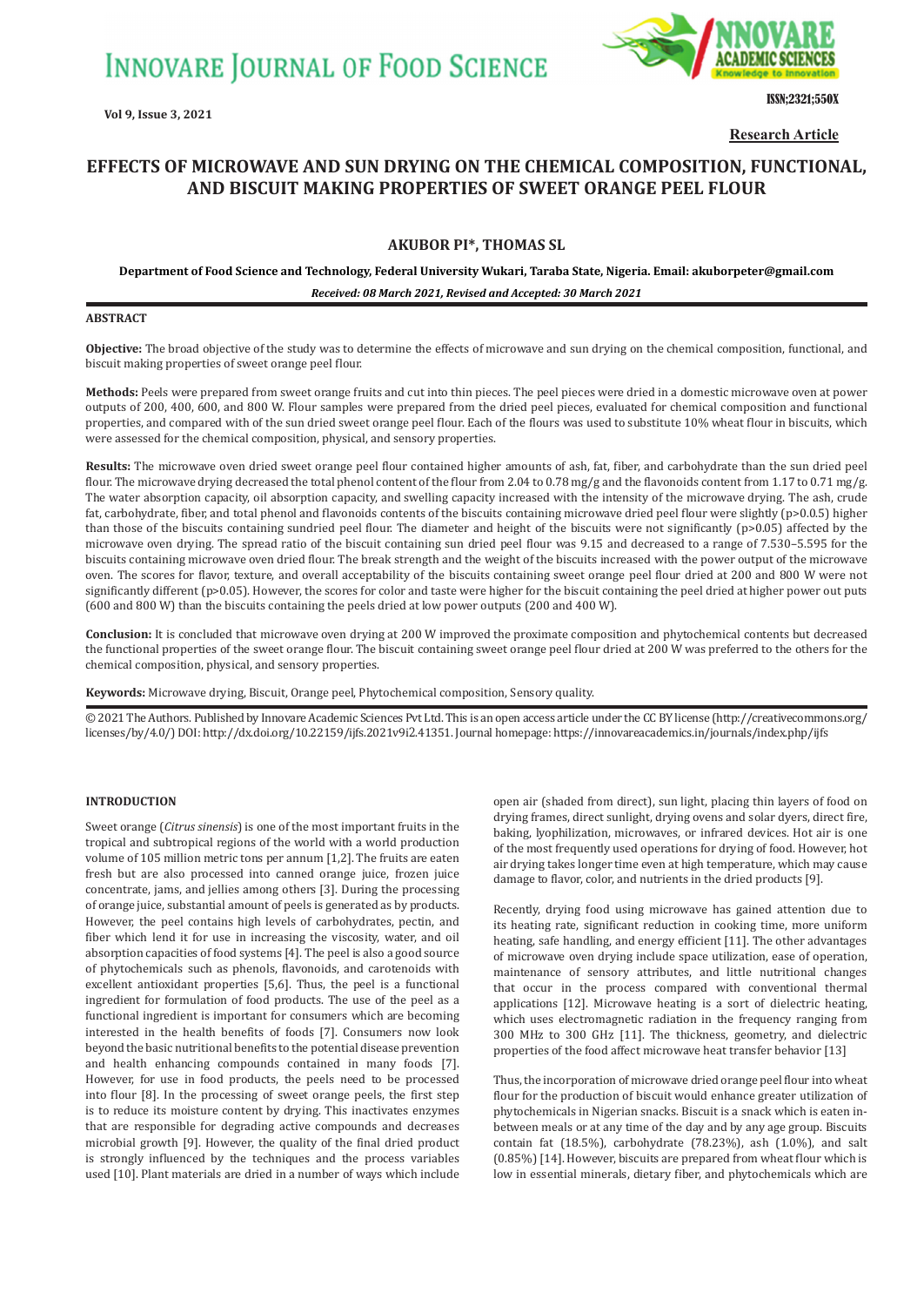**Research Article**

# EFFECTS OF MICROWAVE AND SUN DRYING ON THE CHEMICAL COMPOSITION, FUNCTIONAL, AND BISCUIT MAKING PROPERTIES OF SWEET ORANGE PEEL FLOUR

**AKUBOR PI\*, THOMAS SL**

**Department of Food Science and Technology, Federal University Wukari, Taraba State, Nigeria. Email: akuborpeter@gmail.com**

***Received: 08 March 2021, Revised and Accepted: 30 March 2021***

## ABSTRACT

**Objective:** The broad objective of the study was to determine the effects of microwave and sun drying on the chemical composition, functional, and biscuit making properties of sweet orange peel flour.

**Methods:** Peels were prepared from sweet orange fruits and cut into thin pieces. The peel pieces were dried in a domestic microwave oven at power outputs of 200, 400, 600, and 800 W. Flour samples were prepared from the dried peel pieces, evaluated for chemical composition and functional properties, and compared with of the sun dried sweet orange peel flour. Each of the flours was used to substitute 10% wheat flour in biscuits, which were assessed for the chemical composition, physical, and sensory properties.

**Results:** The microwave oven dried sweet orange peel flour contained higher amounts of ash, fat, fiber, and carbohydrate than the sun dried peel flour. The microwave drying decreased the total phenol content of the flour from 2.04 to 0.78 mg/g and the flavonoids content from 1.17 to 0.71 mg/g. The water absorption capacity, oil absorption capacity, and swelling capacity increased with the intensity of the microwave drying. The ash, crude fat, carbohydrate, fiber, and total phenol and flavonoids contents of the biscuits containing microwave dried peel flour were slightly ($p>0.0.5$) higher than those of the biscuits containing sundried peel flour. The diameter and height of the biscuits were not significantly ($p>0.05$) affected by the microwave oven drying. The spread ratio of the biscuit containing sun dried peel flour was 9.15 and decreased to a range of 7.530–5.595 for the biscuits containing microwave oven dried flour. The break strength and the weight of the biscuits increased with the power output of the microwave oven. The scores for flavor, texture, and overall acceptability of the biscuits containing sweet orange peel flour dried at 200 and 800 W were not significantly different ($p>0.05$). However, the scores for color and taste were higher for the biscuit containing the peel dried at higher power out puts (600 and 800 W) than the biscuits containing the peels dried at low power outputs (200 and 400 W).

**Conclusion:** It is concluded that microwave oven drying at 200 W improved the proximate composition and phytochemical contents but decreased the functional properties of the sweet orange flour. The biscuit containing sweet orange peel flour dried at 200 W was preferred to the others for the chemical composition, physical, and sensory properties.

**Keywords:** Microwave drying, Biscuit, Orange peel, Phytochemical composition, Sensory quality.

© 2021 The Authors. Published by Innovare Academic Sciences Pvt Ltd. This is an open access article under the CC BY license (http://creativecommons.org/licenses/by/4.0/) DOI: http://dx.doi.org/10.22159/ijfs.2021v9i2.41351. Journal homepage: https://innovareacademics.in/journals/index.php/ijfs

## INTRODUCTION

Sweet orange (*Citrus sinensis*) is one of the most important fruits in the tropical and subtropical regions of the world with a world production volume of 105 million metric tons per annum [1,2]. The fruits are eaten fresh but are also processed into canned orange juice, frozen juice concentrate, jams, and jellies among others [3]. During the processing of orange juice, substantial amount of peels is generated as by products. However, the peel contains high levels of carbohydrates, pectin, and fiber which lend it for use in increasing the viscosity, water, and oil absorption capacities of food systems [4]. The peel is also a good source of phytochemicals such as phenols, flavonoids, and carotenoids with excellent antioxidant properties [5,6]. Thus, the peel is a functional ingredient for formulation of food products. The use of the peel as a functional ingredient is important for consumers which are becoming interested in the health benefits of foods [7]. Consumers now look beyond the basic nutritional benefits to the potential disease prevention and health enhancing compounds contained in many foods [7]. However, for use in food products, the peels need to be processed into flour [8]. In the processing of sweet orange peels, the first step is to reduce its moisture content by drying. This inactivates enzymes that are responsible for degrading active compounds and decreases microbial growth [9]. However, the quality of the final dried product is strongly influenced by the techniques and the process variables used [10]. Plant materials are dried in a number of ways which include open air (shaded from direct), sun light, placing thin layers of food on drying frames, direct sunlight, drying ovens and solar dyers, direct fire, baking, lyophilization, microwaves, or infrared devices. Hot air is one of the most frequently used operations for drying of food. However, hot air drying takes longer time even at high temperature, which may cause damage to flavor, color, and nutrients in the dried products [9].

Recently, drying food using microwave has gained attention due to its heating rate, significant reduction in cooking time, more uniform heating, safe handling, and energy efficient [11]. The other advantages of microwave oven drying include space utilization, ease of operation, maintenance of sensory attributes, and little nutritional changes that occur in the process compared with conventional thermal applications [12]. Microwave heating is a sort of dielectric heating, which uses electromagnetic radiation in the frequency ranging from 300 MHz to 300 GHz [11]. The thickness, geometry, and dielectric properties of the food affect microwave heat transfer behavior [13]

Thus, the incorporation of microwave dried orange peel flour into wheat flour for the production of biscuit would enhance greater utilization of phytochemicals in Nigerian snacks. Biscuit is a snack which is eaten in-between meals or at any time of the day and by any age group. Biscuits contain fat (18.5%), carbohydrate (78.23%), ash (1.0%), and salt (0.85%) [14]. However, biscuits are prepared from wheat flour which is low in essential minerals, dietary fiber, and phytochemicals which are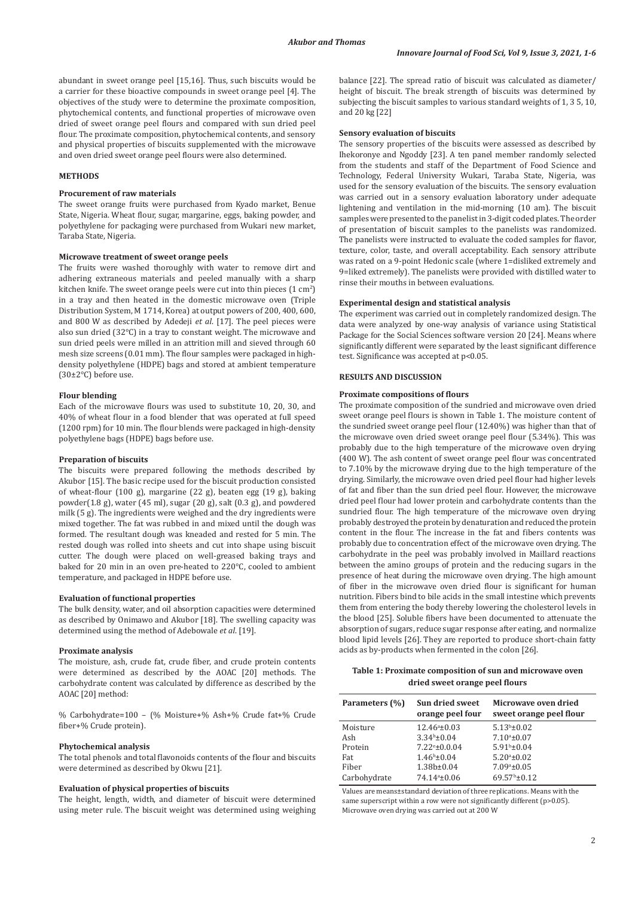abundant in sweet orange peel [15,16]. Thus, such biscuits would be a carrier for these bioactive compounds in sweet orange peel [4]. The objectives of the study were to determine the proximate composition, phytochemical contents, and functional properties of microwave oven dried of sweet orange peel flours and compared with sun dried peel flour. The proximate composition, phytochemical contents, and sensory and physical properties of biscuits supplemented with the microwave and oven dried sweet orange peel flours were also determined.

## METHODS

### Procurement of raw materials

The sweet orange fruits were purchased from Kyado market, Benue State, Nigeria. Wheat flour, sugar, margarine, eggs, baking powder, and polyethylene for packaging were purchased from Wukari new market, Taraba State, Nigeria.

### Microwave treatment of sweet orange peels

The fruits were washed thoroughly with water to remove dirt and adhering extraneous materials and peeled manually with a sharp kitchen knife. The sweet orange peels were cut into thin pieces (1 $cm^2$) in a tray and then heated in the domestic microwave oven (Triple Distribution System, M 1714, Korea) at output powers of 200, 400, 600, and 800 W as described by Adedeji *et al*. [17]. The peel pieces were also sun dried (32°C) in a tray to constant weight. The microwave and sun dried peels were milled in an attrition mill and sieved through 60 mesh size screens (0.01 mm). The flour samples were packaged in high-density polyethylene (HDPE) bags and stored at ambient temperature (30±2°C) before use.

### Flour blending

Each of the microwave flours was used to substitute 10, 20, 30, and 40% of wheat flour in a food blender that was operated at full speed (1200 rpm) for 10 min. The flour blends were packaged in high-density polyethylene bags (HDPE) bags before use.

### Preparation of biscuits

The biscuits were prepared following the methods described by Akubor [15]. The basic recipe used for the biscuit production consisted of wheat-flour (100 g), margarine (22 g), beaten egg (19 g), baking powder(1.8 g), water (45 ml), sugar (20 g), salt (0.3 g), and powdered milk (5 g). The ingredients were weighed and the dry ingredients were mixed together. The fat was rubbed in and mixed until the dough was formed. The resultant dough was kneaded and rested for 5 min. The rested dough was rolled into sheets and cut into shape using biscuit cutter. The dough were placed on well-greased baking trays and baked for 20 min in an oven pre-heated to 220°C, cooled to ambient temperature, and packaged in HDPE before use.

### Evaluation of functional properties

The bulk density, water, and oil absorption capacities were determined as described by Onimawo and Akubor [18]. The swelling capacity was determined using the method of Adebowale *et al*. [19].

### Proximate analysis

The moisture, ash, crude fat, crude fiber, and crude protein contents were determined as described by the AOAC [20] methods. The carbohydrate content was calculated by difference as described by the AOAC [20] method:

% Carbohydrate=100 – (% Moisture+% Ash+% Crude fat+% Crude fiber+% Crude protein).

### Phytochemical analysis

The total phenols and total flavonoids contents of the flour and biscuits were determined as described by Okwu [21].

### Evaluation of physical properties of biscuits

The height, length, width, and diameter of biscuit were determined using meter rule. The biscuit weight was determined using weighing balance [22]. The spread ratio of biscuit was calculated as diameter/height of biscuit. The break strength of biscuits was determined by subjecting the biscuit samples to various standard weights of 1, 3 5, 10, and 20 kg [22]

### Sensory evaluation of biscuits

The sensory properties of the biscuits were assessed as described by Ihekoronye and Ngoddy [23]. A ten panel member randomly selected from the students and staff of the Department of Food Science and Technology, Federal University Wukari, Taraba State, Nigeria, was used for the sensory evaluation of the biscuits. The sensory evaluation was carried out in a sensory evaluation laboratory under adequate lightening and ventilation in the mid-morning (10 am). The biscuit samples were presented to the panelist in 3-digit coded plates. The order of presentation of biscuit samples to the panelists was randomized. The panelists were instructed to evaluate the coded samples for flavor, texture, color, taste, and overall acceptability. Each sensory attribute was rated on a 9-point Hedonic scale (where 1=disliked extremely and 9=liked extremely). The panelists were provided with distilled water to rinse their mouths in between evaluations.

### Experimental design and statistical analysis

The experiment was carried out in completely randomized design. The data were analyzed by one-way analysis of variance using Statistical Package for the Social Sciences software version 20 [24]. Means where significantly different were separated by the least significant difference test. Significance was accepted at $p<0.05$.

## RESULTS AND DISCUSSION

### Proximate compositions of flours

The proximate composition of the sundried and microwave oven dried sweet orange peel flours is shown in Table 1. The moisture content of the sundried sweet orange peel flour (12.40%) was higher than that of the microwave oven dried sweet orange peel flour (5.34%). This was probably due to the high temperature of the microwave oven drying (400 W). The ash content of sweet orange peel flour was concentrated to 7.10% by the microwave drying due to the high temperature of the drying. Similarly, the microwave oven dried peel flour had higher levels of fat and fiber than the sun dried peel flour. However, the microwave dried peel flour had lower protein and carbohydrate contents than the sundried flour. The high temperature of the microwave oven drying probably destroyed the protein by denaturation and reduced the protein content in the flour. The increase in the fat and fibers contents was probably due to concentration effect of the microwave oven drying. The carbohydrate in the peel was probably involved in Maillard reactions between the amino groups of protein and the reducing sugars in the presence of heat during the microwave oven drying. The high amount of fiber in the microwave oven dried flour is significant for human nutrition. Fibers bind to bile acids in the small intestine which prevents them from entering the body thereby lowering the cholesterol levels in the blood [25]. Soluble fibers have been documented to attenuate the absorption of sugars, reduce sugar response after eating, and normalize blood lipid levels [26]. They are reported to produce short-chain fatty acids as by-products when fermented in the colon [26].

**Table 1: Proximate composition of sun and microwave oven dried sweet orange peel flours**

| Parameters (%) | Sun dried sweet orange peel four | Microwave oven dried sweet orange peel flour |
|---|---|---|
| Moisture | 12.46$^a$±0.03 | 5.13$^b$±0.02 |
| Ash | 3.34$^b$±0.04 | 7.10$^a$±0.07 |
| Protein | 7.22$^a$±0.0.04 | 5.91$^b$±0.04 |
| Fat | 1.46$^b$±0.04 | 5.20$^a$±0.02 |
| Fiber | 1.38b±0.04 | 7.09$^a$±0.05 |
| Carbohydrate | 74.14$^a$±0.06 | 69.57$^b$±0.12 |

Values are means±standard deviation of three replications. Means with the same superscript within a row were not significantly different ($p>0.05$). Microwave oven drying was carried out at 200 W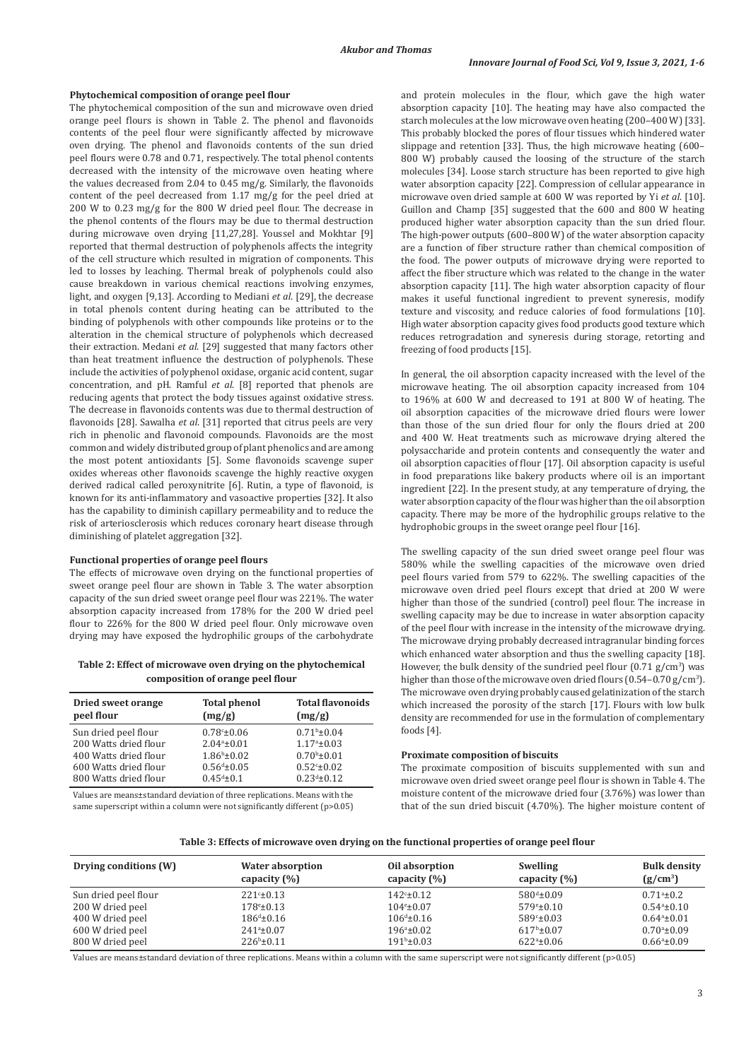**Phytochemical composition of orange peel flour**

The phytochemical composition of the sun and microwave oven dried orange peel flours is shown in Table 2. The phenol and flavonoids contents of the peel flour were significantly affected by microwave oven drying. The phenol and flavonoids contents of the sun dried peel flours were 0.78 and 0.71, respectively. The total phenol contents decreased with the intensity of the microwave oven heating where the values decreased from 2.04 to 0.45 mg/g. Similarly, the flavonoids content of the peel decreased from 1.17 mg/g for the peel dried at 200 W to 0.23 mg/g for the 800 W dried peel flour. The decrease in the phenol contents of the flours may be due to thermal destruction during microwave oven drying [11,27,28]. Youssel and Mokhtar [9] reported that thermal destruction of polyphenols affects the integrity of the cell structure which resulted in migration of components. This led to losses by leaching. Thermal break of polyphenols could also cause breakdown in various chemical reactions involving enzymes, light, and oxygen [9,13]. According to Mediani *et al*. [29], the decrease in total phenols content during heating can be attributed to the binding of polyphenols with other compounds like proteins or to the alteration in the chemical structure of polyphenols which decreased their extraction. Medani *et al*. [29] suggested that many factors other than heat treatment influence the destruction of polyphenols. These include the activities of polyphenol oxidase, organic acid content, sugar concentration, and pH. Ramful *et al*. [8] reported that phenols are reducing agents that protect the body tissues against oxidative stress. The decrease in flavonoids contents was due to thermal destruction of flavonoids [28]. Sawalha *et al*. [31] reported that citrus peels are very rich in phenolic and flavonoid compounds. Flavonoids are the most common and widely distributed group of plant phenolics and are among the most potent antioxidants [5]. Some flavonoids scavenge super oxides whereas other flavonoids scavenge the highly reactive oxygen derived radical called peroxynitrite [6]. Rutin, a type of flavonoid, is known for its anti-inflammatory and vasoactive properties [32]. It also has the capability to diminish capillary permeability and to reduce the risk of arteriosclerosis which reduces coronary heart disease through diminishing of platelet aggregation [32].

**Functional properties of orange peel flours**

The effects of microwave oven drying on the functional properties of sweet orange peel flour are shown in Table 3. The water absorption capacity of the sun dried sweet orange peel flour was 221%. The water absorption capacity increased from 178% for the 200 W dried peel flour to 226% for the 800 W dried peel flour. Only microwave oven drying may have exposed the hydrophilic groups of the carbohydrate and protein molecules in the flour, which gave the high water absorption capacity [10]. The heating may have also compacted the starch molecules at the low microwave oven heating (200–400 W) [33]. This probably blocked the pores of flour tissues which hindered water slippage and retention [33]. Thus, the high microwave heating (600–800 W) probably caused the loosing of the structure of the starch molecules [34]. Loose starch structure has been reported to give high water absorption capacity [22]. Compression of cellular appearance in microwave oven dried sample at 600 W was reported by Yi *et al*. [10]. Guillon and Champ [35] suggested that the 600 and 800 W heating produced higher water absorption capacity than the sun dried flour. The high-power outputs (600–800 W) of the water absorption capacity are a function of fiber structure rather than chemical composition of the food. The power outputs of microwave drying were reported to affect the fiber structure which was related to the change in the water absorption capacity [11]. The high water absorption capacity of flour makes it useful functional ingredient to prevent syneresis, modify texture and viscosity, and reduce calories of food formulations [10]. High water absorption capacity gives food products good texture which reduces retrogradation and syneresis during storage, retorting and freezing of food products [15].

**Table 2: Effect of microwave oven drying on the phytochemical composition of orange peel flour**

| Dried sweet orange peel flour | Total phenol (mg/g) | Total flavonoids (mg/g) |
|---|---|---|
| Sun dried peel flour | 0.78[c]±0.06 | 0.71[b]±0.04 |
| 200 Watts dried flour | 2.04[a]±0.01 | 1.17[a]±0.03 |
| 400 Watts dried flour | 1.86[b]±0.02 | 0.70[b]±0.01 |
| 600 Watts dried flour | 0.56[d]±0.05 | 0.52[c]±0.02 |
| 800 Watts dried flour | 0.45[d]±0.1 | 0.23[d]±0.12 |

Values are means±standard deviation of three replications. Means with the same superscript within a column were not significantly different (p>0.05)

In general, the oil absorption capacity increased with the level of the microwave heating. The oil absorption capacity increased from 104 to 196% at 600 W and decreased to 191 at 800 W of heating. The oil absorption capacities of the microwave dried flours were lower than those of the sun dried flour for only the flours dried at 200 and 400 W. Heat treatments such as microwave drying altered the polysaccharide and protein contents and consequently the water and oil absorption capacities of flour [17]. Oil absorption capacity is useful in food preparations like bakery products where oil is an important ingredient [22]. In the present study, at any temperature of drying, the water absorption capacity of the flour was higher than the oil absorption capacity. There may be more of the hydrophilic groups relative to the hydrophobic groups in the sweet orange peel flour [16].

The swelling capacity of the sun dried sweet orange peel flour was 580% while the swelling capacities of the microwave oven dried peel flours varied from 579 to 622%. The swelling capacities of the microwave oven dried peel flours except that dried at 200 W were higher than those of the sundried (control) peel flour. The increase in swelling capacity may be due to increase in water absorption capacity of the peel flour with increase in the intensity of the microwave drying. The microwave drying probably decreased intragranular binding forces which enhanced water absorption and thus the swelling capacity [18]. However, the bulk density of the sundried peel flour (0.71 g/cm$^3$) was higher than those of the microwave oven dried flours (0.54–0.70 g/cm$^3$). The microwave oven drying probably caused gelatinization of the starch which increased the porosity of the starch [17]. Flours with low bulk density are recommended for use in the formulation of complementary foods [4].

**Proximate composition of biscuits**

The proximate composition of biscuits supplemented with sun and microwave oven dried sweet orange peel flour is shown in Table 4. The moisture content of the microwave dried four (3.76%) was lower than that of the sun dried biscuit (4.70%). The higher moisture content of

**Table 3: Effects of microwave oven drying on the functional properties of orange peel flour**

| Drying conditions (W) | Water absorption capacity (%) | Oil absorption capacity (%) | Swelling capacity (%) | Bulk density (g/cm$^3$) |
|---|---|---|---|---|
| Sun dried peel flour | 221[c]±0.13 | 142[c]±0.12 | 580[d]±0.09 | 0.71[a]±0.2 |
| 200 W dried peel | 178[e]±0.13 | 104[e]±0.07 | 579[e]±0.10 | 0.54[a]±0.10 |
| 400 W dried peel | 186[d]±0.16 | 106[d]±0.16 | 589[c]±0.03 | 0.64[a]±0.01 |
| 600 W dried peel | 241[a]±0.07 | 196[a]±0.02 | 617[b]±0.07 | 0.70[a]±0.09 |
| 800 W dried peel | 226[b]±0.11 | 191[b]±0.03 | 622[a]±0.06 | 0.66[a]±0.09 |

Values are means±standard deviation of three replications. Means within a column with the same superscript were not significantly different (p>0.05)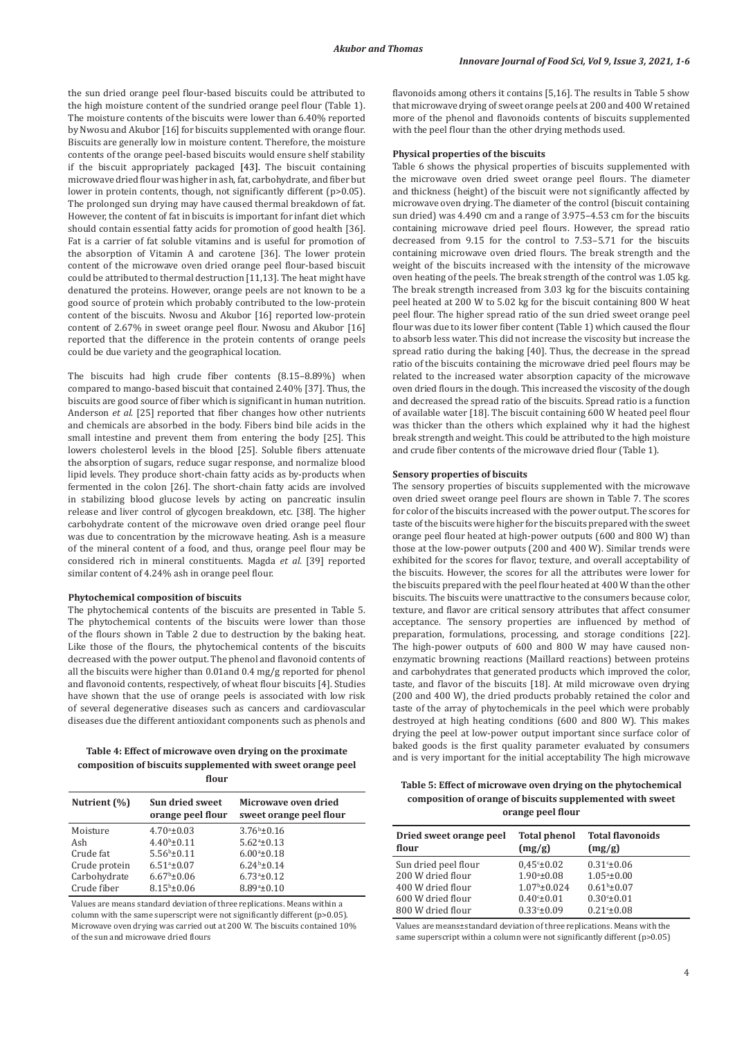the sun dried orange peel flour-based biscuits could be attributed to the high moisture content of the sundried orange peel flour (Table 1). The moisture contents of the biscuits were lower than 6.40% reported by Nwosu and Akubor [16] for biscuits supplemented with orange flour. Biscuits are generally low in moisture content. Therefore, the moisture contents of the orange peel-based biscuits would ensure shelf stability if the biscuit appropriately packaged [43]. The biscuit containing microwave dried flour was higher in ash, fat, carbohydrate, and fiber but lower in protein contents, though, not significantly different (p>0.05). The prolonged sun drying may have caused thermal breakdown of fat. However, the content of fat in biscuits is important for infant diet which should contain essential fatty acids for promotion of good health [36]. Fat is a carrier of fat soluble vitamins and is useful for promotion of the absorption of Vitamin A and carotene [36]. The lower protein content of the microwave oven dried orange peel flour-based biscuit could be attributed to thermal destruction [11,13]. The heat might have denatured the proteins. However, orange peels are not known to be a good source of protein which probably contributed to the low-protein content of the biscuits. Nwosu and Akubor [16] reported low-protein content of 2.67% in sweet orange peel flour. Nwosu and Akubor [16] reported that the difference in the protein contents of orange peels could be due variety and the geographical location.

The biscuits had high crude fiber contents (8.15–8.89%) when compared to mango-based biscuit that contained 2.40% [37]. Thus, the biscuits are good source of fiber which is significant in human nutrition. Anderson *et al.* [25] reported that fiber changes how other nutrients and chemicals are absorbed in the body. Fibers bind bile acids in the small intestine and prevent them from entering the body [25]. This lowers cholesterol levels in the blood [25]. Soluble fibers attenuate the absorption of sugars, reduce sugar response, and normalize blood lipid levels. They produce short-chain fatty acids as by-products when fermented in the colon [26]. The short-chain fatty acids are involved in stabilizing blood glucose levels by acting on pancreatic insulin release and liver control of glycogen breakdown, etc. [38]. The higher carbohydrate content of the microwave oven dried orange peel flour was due to concentration by the microwave heating. Ash is a measure of the mineral content of a food, and thus, orange peel flour may be considered rich in mineral constituents. Magda *et al.* [39] reported similar content of 4.24% ash in orange peel flour.

#### Phytochemical composition of biscuits

The phytochemical contents of the biscuits are presented in Table 5. The phytochemical contents of the biscuits were lower than those of the flours shown in Table 2 due to destruction by the baking heat. Like those of the flours, the phytochemical contents of the biscuits decreased with the power output. The phenol and flavonoid contents of all the biscuits were higher than 0.01and 0.4 mg/g reported for phenol and flavonoid contents, respectively, of wheat flour biscuits [4]. Studies have shown that the use of orange peels is associated with low risk of several degenerative diseases such as cancers and cardiovascular diseases due the different antioxidant components such as phenols and

**Table 4: Effect of microwave oven drying on the proximate composition of biscuits supplemented with sweet orange peel flour**

| Nutrient (%) | Sun dried sweet orange peel flour | Microwave oven dried sweet orange peel flour |
|---|---|---|
| Moisture | 4.70ᵃ±0.03 | 3.76ᵇ±0.16 |
| Ash | 4.40ᵇ±0.11 | 5.62ᵃ±0.13 |
| Crude fat | 5.56ᵇ±0.11 | 6.00ᵃ±0.18 |
| Crude protein | 6.51ᵃ±0.07 | 6.24ᵇ±0.14 |
| Carbohydrate | 6.67ᵇ±0.06 | 6.73ᵃ±0.12 |
| Crude fiber | 8.15ᵇ±0.06 | 8.89ᵃ±0.10 |

Values are means standard deviation of three replications. Means within a column with the same superscript were not significantly different (p>0.05). Microwave oven drying was carried out at 200 W. The biscuits contained 10% of the sun and microwave dried flours

flavonoids among others it contains [5,16]. The results in Table 5 show that microwave drying of sweet orange peels at 200 and 400 W retained more of the phenol and flavonoids contents of biscuits supplemented with the peel flour than the other drying methods used.

#### Physical properties of the biscuits

Table 6 shows the physical properties of biscuits supplemented with the microwave oven dried sweet orange peel flours. The diameter and thickness (height) of the biscuit were not significantly affected by microwave oven drying. The diameter of the control (biscuit containing sun dried) was 4.490 cm and a range of 3.975–4.53 cm for the biscuits containing microwave dried peel flours. However, the spread ratio decreased from 9.15 for the control to 7.53–5.71 for the biscuits containing microwave oven dried flours. The break strength and the weight of the biscuits increased with the intensity of the microwave oven heating of the peels. The break strength of the control was 1.05 kg. The break strength increased from 3.03 kg for the biscuits containing peel heated at 200 W to 5.02 kg for the biscuit containing 800 W heat peel flour. The higher spread ratio of the sun dried sweet orange peel flour was due to its lower fiber content (Table 1) which caused the flour to absorb less water. This did not increase the viscosity but increase the spread ratio during the baking [40]. Thus, the decrease in the spread ratio of the biscuits containing the microwave dried peel flours may be related to the increased water absorption capacity of the microwave oven dried flours in the dough. This increased the viscosity of the dough and decreased the spread ratio of the biscuits. Spread ratio is a function of available water [18]. The biscuit containing 600 W heated peel flour was thicker than the others which explained why it had the highest break strength and weight. This could be attributed to the high moisture and crude fiber contents of the microwave dried flour (Table 1).

#### Sensory properties of biscuits

The sensory properties of biscuits supplemented with the microwave oven dried sweet orange peel flours are shown in Table 7. The scores for color of the biscuits increased with the power output. The scores for taste of the biscuits were higher for the biscuits prepared with the sweet orange peel flour heated at high-power outputs (600 and 800 W) than those at the low-power outputs (200 and 400 W). Similar trends were exhibited for the scores for flavor, texture, and overall acceptability of the biscuits. However, the scores for all the attributes were lower for the biscuits prepared with the peel flour heated at 400 W than the other biscuits. The biscuits were unattractive to the consumers because color, texture, and flavor are critical sensory attributes that affect consumer acceptance. The sensory properties are influenced by method of preparation, formulations, processing, and storage conditions [22]. The high-power outputs of 600 and 800 W may have caused non-enzymatic browning reactions (Maillard reactions) between proteins and carbohydrates that generated products which improved the color, taste, and flavor of the biscuits [18]. At mild microwave oven drying (200 and 400 W), the dried products probably retained the color and taste of the array of phytochemicals in the peel which were probably destroyed at high heating conditions (600 and 800 W). This makes drying the peel at low-power output important since surface color of baked goods is the first quality parameter evaluated by consumers and is very important for the initial acceptability The high microwave

**Table 5: Effect of microwave oven drying on the phytochemical composition of orange of biscuits supplemented with sweet orange peel flour**

| Dried sweet orange peel flour | Total phenol (mg/g) | Total flavonoids (mg/g) |
|---|---|---|
| Sun dried peel flour | 0,45ᶜ±0.02 | 0.31ᶜ±0.06 |
| 200 W dried flour | 1.90ᵃ±0.08 | 1.05ᵃ±0.00 |
| 400 W dried flour | 1.07ᵇ±0.024 | 0.61ᵇ±0.07 |
| 600 W dried flour | 0.40ᶜ±0.01 | 0.30ᶜ±0.01 |
| 800 W dried flour | 0.33ᶜ±0.09 | 0.21ᶜ±0.08 |

Values are means±standard deviation of three replications. Means with the same superscript within a column were not significantly different (p>0.05)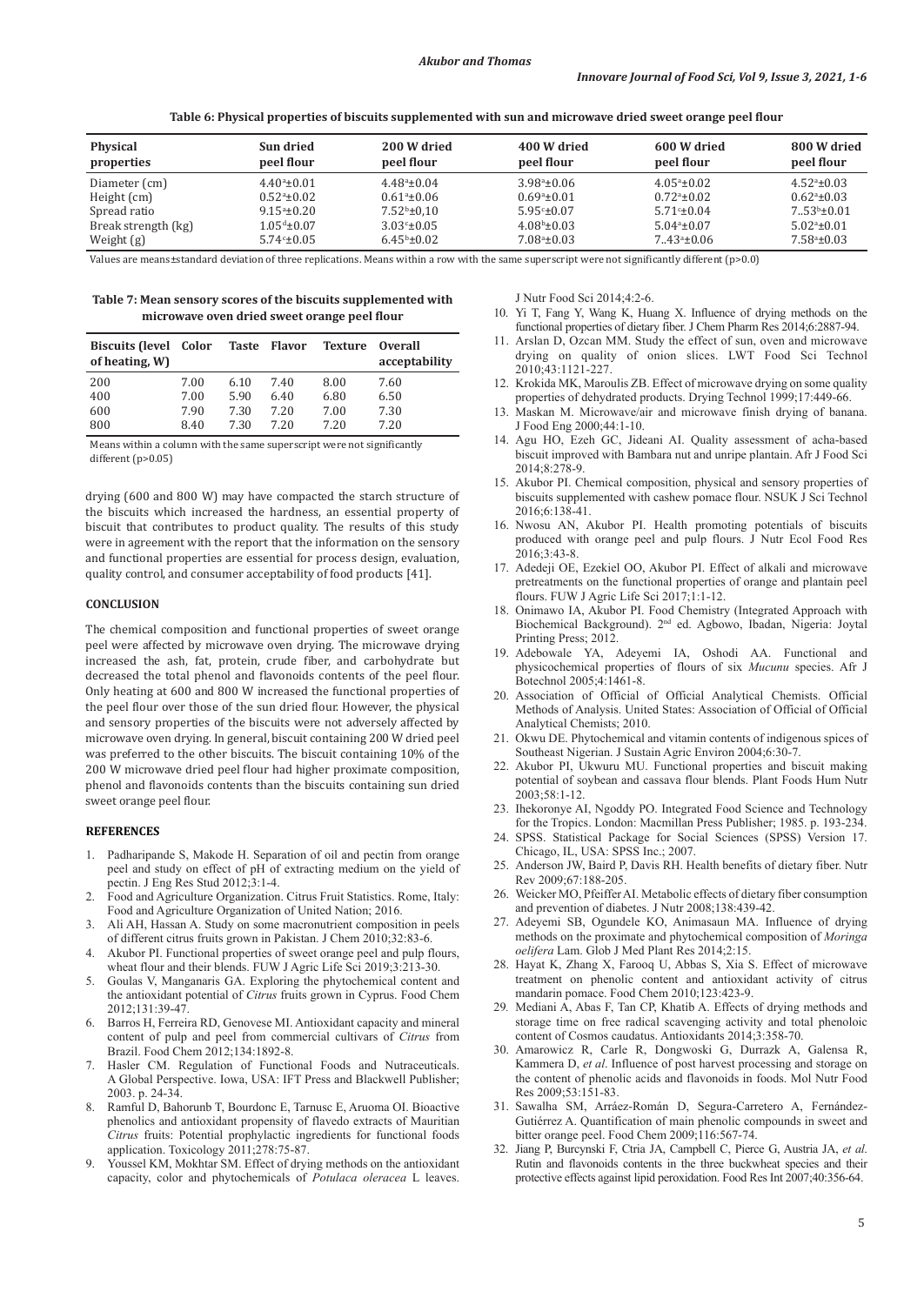**Table 6: Physical properties of biscuits supplemented with sun and microwave dried sweet orange peel flour**

| Physical properties | Sun dried peel flour | 200 W dried peel flour | 400 W dried peel flour | 600 W dried peel flour | 800 W dried peel flour |
|---|---|---|---|---|---|
| Diameter (cm) | $4.40^{a}$±0.01 | $4.48^{a}$±0.04 | $3.98^{a}$±0.06 | $4.05^{a}$±0.02 | $4.52^{a}$±0.03 |
| Height (cm) | $0.52^{a}$±0.02 | $0.61^{a}$±0.06 | $0.69^{a}$±0.01 | $0.72^{a}$±0.02 | $0.62^{a}$±0.03 |
| Spread ratio | $9.15^{a}$±0.20 | $7.52^{b}$±0,10 | $5.95^{c}$±0.07 | $5.71^{c}$±0.04 | $7..53^{b}$±0.01 |
| Break strength (kg) | $1.05^{d}$±0.07 | $3.03^{c}$±0.05 | $4.08^{b}$±0.03 | $5.04^{a}$±0.07 | $5.02^{a}$±0.01 |
| Weight (g) | $5.74^{c}$±0.05 | $6.45^{b}$±0.02 | $7.08^{a}$±0.03 | $7..43^{a}$±0.06 | $7.58^{a}$±0.03 |

Values are means±standard deviation of three replications. Means within a row with the same superscript were not significantly different (p>0.0)

**Table 7: Mean sensory scores of the biscuits supplemented with microwave oven dried sweet orange peel flour**

| Biscuits (level of heating, W) | Color | Taste | Flavor | Texture | Overall acceptability |
|---|---|---|---|---|---|
| 200 | 7.00 | 6.10 | 7.40 | 8.00 | 7.60 |
| 400 | 7.00 | 5.90 | 6.40 | 6.80 | 6.50 |
| 600 | 7.90 | 7.30 | 7.20 | 7.00 | 7.30 |
| 800 | 8.40 | 7.30 | 7.20 | 7.20 | 7.20 |

Means within a column with the same superscript were not significantly different (p>0.05)

drying (600 and 800 W) may have compacted the starch structure of the biscuits which increased the hardness, an essential property of biscuit that contributes to product quality. The results of this study were in agreement with the report that the information on the sensory and functional properties are essential for process design, evaluation, quality control, and consumer acceptability of food products [41].

## CONCLUSION

The chemical composition and functional properties of sweet orange peel were affected by microwave oven drying. The microwave drying increased the ash, fat, protein, crude fiber, and carbohydrate but decreased the total phenol and flavonoids contents of the peel flour. Only heating at 600 and 800 W increased the functional properties of the peel flour over those of the sun dried flour. However, the physical and sensory properties of the biscuits were not adversely affected by microwave oven drying. In general, biscuit containing 200 W dried peel was preferred to the other biscuits. The biscuit containing 10% of the 200 W microwave dried peel flour had higher proximate composition, phenol and flavonoids contents than the biscuits containing sun dried sweet orange peel flour.

## REFERENCES

1. Padharipande S, Makode H. Separation of oil and pectin from orange peel and study on effect of pH of extracting medium on the yield of pectin. J Eng Res Stud 2012;3:1-4.
2. Food and Agriculture Organization. Citrus Fruit Statistics. Rome, Italy: Food and Agriculture Organization of United Nation; 2016.
3. Ali AH, Hassan A. Study on some macronutrient composition in peels of different citrus fruits grown in Pakistan. J Chem 2010;32:83-6.
4. Akubor PI. Functional properties of sweet orange peel and pulp flours, wheat flour and their blends. FUW J Agric Life Sci 2019;3:213-30.
5. Goulas V, Manganaris GA. Exploring the phytochemical content and the antioxidant potential of *Citrus* fruits grown in Cyprus. Food Chem 2012;131:39-47.
6. Barros H, Ferreira RD, Genovese MI. Antioxidant capacity and mineral content of pulp and peel from commercial cultivars of *Citrus* from Brazil. Food Chem 2012;134:1892-8.
7. Hasler CM. Regulation of Functional Foods and Nutraceuticals. A Global Perspective. Iowa, USA: IFT Press and Blackwell Publisher; 2003. p. 24-34.
8. Ramful D, Bahorunb T, Bourdonc E, Tarnusc E, Aruoma OI. Bioactive phenolics and antioxidant propensity of flavedo extracts of Mauritian *Citrus* fruits: Potential prophylactic ingredients for functional foods application. Toxicology 2011;278:75-87.
9. Youssel KM, Mokhtar SM. Effect of drying methods on the antioxidant capacity, color and phytochemicals of *Potulaca oleracea* L leaves. J Nutr Food Sci 2014;4:2-6.
10. Yi T, Fang Y, Wang K, Huang X. Influence of drying methods on the functional properties of dietary fiber. J Chem Pharm Res 2014;6:2887-94.
11. Arslan D, Ozcan MM. Study the effect of sun, oven and microwave drying on quality of onion slices. LWT Food Sci Technol 2010;43:1121-227.
12. Krokida MK, Maroulis ZB. Effect of microwave drying on some quality properties of dehydrated products. Drying Technol 1999;17:449-66.
13. Maskan M. Microwave/air and microwave finish drying of banana. J Food Eng 2000;44:1-10.
14. Agu HO, Ezeh GC, Jideani AI. Quality assessment of acha-based biscuit improved with Bambara nut and unripe plantain. Afr J Food Sci 2014;8:278-9.
15. Akubor PI. Chemical composition, physical and sensory properties of biscuits supplemented with cashew pomace flour. NSUK J Sci Technol 2016;6:138-41.
16. Nwosu AN, Akubor PI. Health promoting potentials of biscuits produced with orange peel and pulp flours. J Nutr Ecol Food Res 2016;3:43-8.
17. Adedeji OE, Ezekiel OO, Akubor PI. Effect of alkali and microwave pretreatments on the functional properties of orange and plantain peel flours. FUW J Agric Life Sci 2017;1:1-12.
18. Onimawo IA, Akubor PI. Food Chemistry (Integrated Approach with Biochemical Background). 2nd ed. Agbowo, Ibadan, Nigeria: Joytal Printing Press; 2012.
19. Adebowale YA, Adeyemi IA, Oshodi AA. Functional and physicochemical properties of flours of six *Mucunu* species. Afr J Botechnol 2005;4:1461-8.
20. Association of Official of Official Analytical Chemists. Official Methods of Analysis. United States: Association of Official of Official Analytical Chemists; 2010.
21. Okwu DE. Phytochemical and vitamin contents of indigenous spices of Southeast Nigerian. J Sustain Agric Environ 2004;6:30-7.
22. Akubor PI, Ukwuru MU. Functional properties and biscuit making potential of soybean and cassava flour blends. Plant Foods Hum Nutr 2003;58:1-12.
23. Ihekoronye AI, Ngoddy PO. Integrated Food Science and Technology for the Tropics. London: Macmillan Press Publisher; 1985. p. 193-234.
24. SPSS. Statistical Package for Social Sciences (SPSS) Version 17. Chicago, IL, USA: SPSS Inc.; 2007.
25. Anderson JW, Baird P, Davis RH. Health benefits of dietary fiber. Nutr Rev 2009;67:188-205.
26. Weicker MO, Pfeiffer AI. Metabolic effects of dietary fiber consumption and prevention of diabetes. J Nutr 2008;138:439-42.
27. Adeyemi SB, Ogundele KO, Animasaun MA. Influence of drying methods on the proximate and phytochemical composition of *Moringa oelifera* Lam. Glob J Med Plant Res 2014;2:15.
28. Hayat K, Zhang X, Farooq U, Abbas S, Xia S. Effect of microwave treatment on phenolic content and antioxidant activity of citrus mandarin pomace. Food Chem 2010;123:423-9.
29. Mediani A, Abas F, Tan CP, Khatib A. Effects of drying methods and storage time on free radical scavenging activity and total phenoloic content of Cosmos caudatus. Antioxidants 2014;3:358-70.
30. Amarowicz R, Carle R, Dongwoski G, Durrazk A, Galensa R, Kammera D, *et al*. Influence of post harvest processing and storage on the content of phenolic acids and flavonoids in foods. Mol Nutr Food Res 2009;53:151-83.
31. Sawalha SM, Arráez-Román D, Segura-Carretero A, Fernández-Gutiérrez A. Quantification of main phenolic compounds in sweet and bitter orange peel. Food Chem 2009;116:567-74.
32. Jiang P, Burcynski F, Ctria JA, Campbell C, Pierce G, Austria JA, *et al*. Rutin and flavonoids contents in the three buckwheat species and their protective effects against lipid peroxidation. Food Res Int 2007;40:356-64.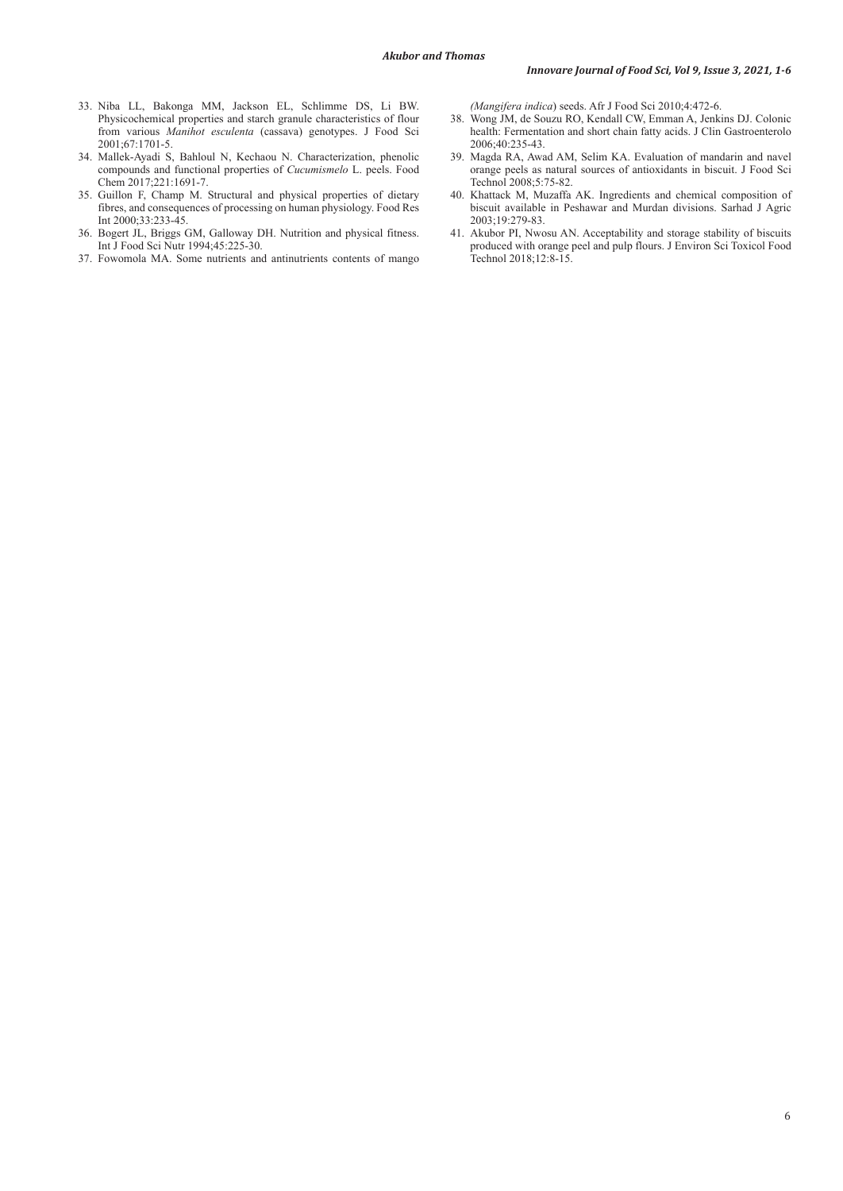33. Niba LL, Bakonga MM, Jackson EL, Schlimme DS, Li BW. Physicochemical properties and starch granule characteristics of flour from various *Manihot esculenta* (cassava) genotypes. J Food Sci 2001;67:1701-5.
34. Mallek-Ayadi S, Bahloul N, Kechaou N. Characterization, phenolic compounds and functional properties of *Cucumismelo* L. peels. Food Chem 2017;221:1691-7.
35. Guillon F, Champ M. Structural and physical properties of dietary fibres, and consequences of processing on human physiology. Food Res Int 2000;33:233-45.
36. Bogert JL, Briggs GM, Galloway DH. Nutrition and physical fitness. Int J Food Sci Nutr 1994;45:225-30.
37. Fowomola MA. Some nutrients and antinutrients contents of mango *(Mangifera indica*) seeds. Afr J Food Sci 2010;4:472-6.
38. Wong JM, de Souzu RO, Kendall CW, Emman A, Jenkins DJ. Colonic health: Fermentation and short chain fatty acids. J Clin Gastroenterolo 2006;40:235-43.
39. Magda RA, Awad AM, Selim KA. Evaluation of mandarin and navel orange peels as natural sources of antioxidants in biscuit. J Food Sci Technol 2008;5:75-82.
40. Khattack M, Muzaffa AK. Ingredients and chemical composition of biscuit available in Peshawar and Murdan divisions. Sarhad J Agric 2003;19:279-83.
41. Akubor PI, Nwosu AN. Acceptability and storage stability of biscuits produced with orange peel and pulp flours. J Environ Sci Toxicol Food Technol 2018;12:8-15.